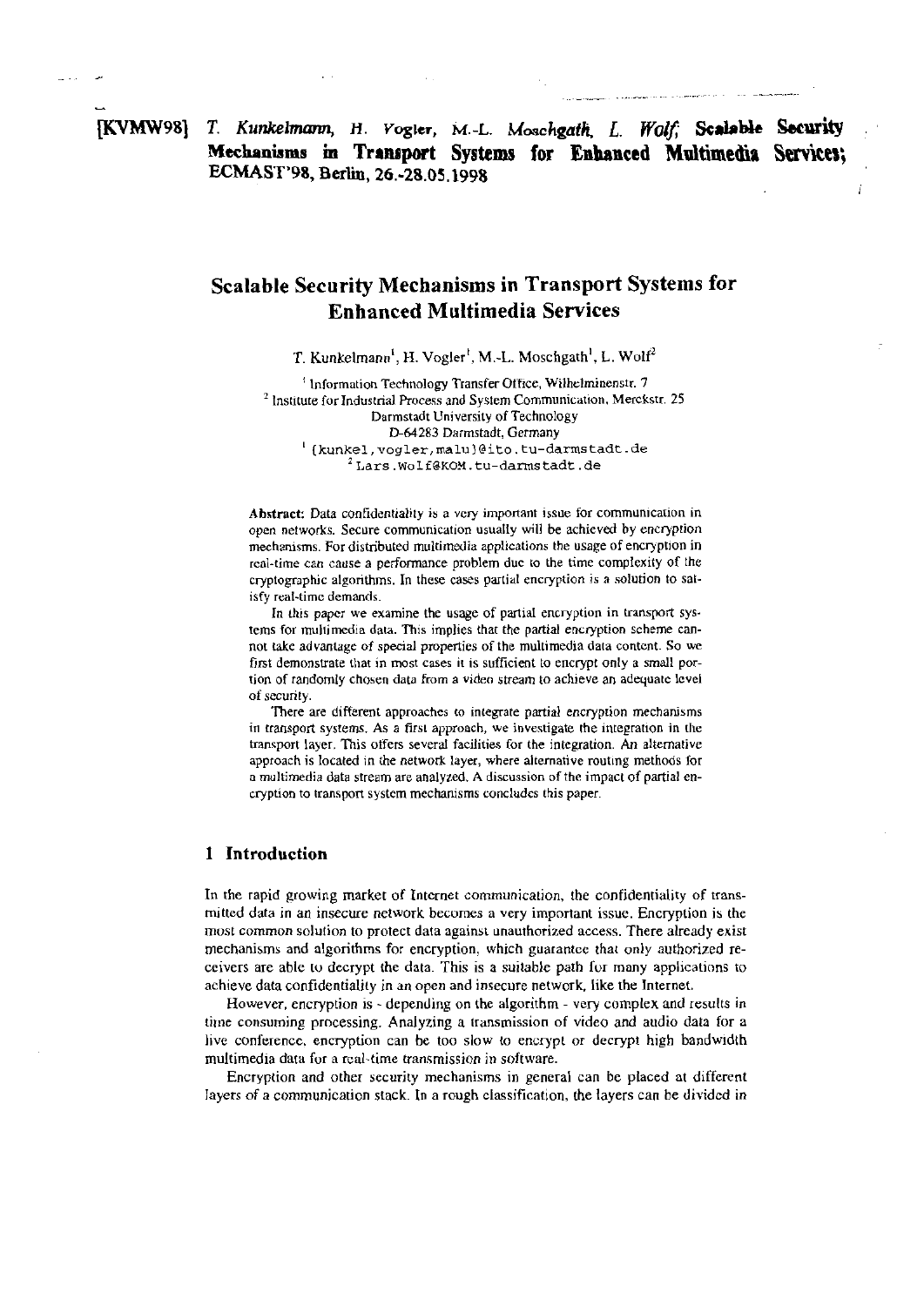[KVMW98] *T. Kunkelmann, H. Vogler, M.-L. Moschgath, L. Wolf*; **Scalable Security Mechanisms in Transport Systems for Enhanced Multimedia Services**; ECMAST'98, Berlin, 26.-28.05.1998

# Scalable Security Mechanisms in Transport Systems for Enhanced Multimedia Services

T. Kunkelmann[1], H. Vogler[1], M.-L. Moschgath[1], L. Wolf[2]

[1] Information Technology Transfer Office, Wilhelminenstr. 7
[2] Institute for Industrial Process and System Communication, Merckstr. 25
Darmstadt University of Technology
D-64283 Darmstadt, Germany
[1] {kunkel,vogler,malu}@ito.tu-darmstadt.de
[2] Lars.Wolf@KOM.tu-darmstadt.de

**Abstract:** Data confidentiality is a very important issue for communication in open networks. Secure communication usually will be achieved by encryption mechanisms. For distributed multimedia applications the usage of encryption in real-time can cause a performance problem due to the time complexity of the cryptographic algorithms. In these cases partial encryption is a solution to satisfy real-time demands.

In this paper we examine the usage of partial encryption in transport systems for multimedia data. This implies that the partial encryption scheme cannot take advantage of special properties of the multimedia data content. So we first demonstrate that in most cases it is sufficient to encrypt only a small portion of randomly chosen data from a video stream to achieve an adequate level of security.

There are different approaches to integrate partial encryption mechanisms in transport systems. As a first approach, we investigate the integration in the transport layer. This offers several facilities for the integration. An alternative approach is located in the network layer, where alternative routing methods for a multimedia data stream are analyzed. A discussion of the impact of partial encryption to transport system mechanisms concludes this paper.

## 1 Introduction

In the rapid growing market of Internet communication, the confidentiality of transmitted data in an insecure network becomes a very important issue. Encryption is the most common solution to protect data against unauthorized access. There already exist mechanisms and algorithms for encryption, which guarantee that only authorized receivers are able to decrypt the data. This is a suitable path for many applications to achieve data confidentiality in an open and insecure network, like the Internet.

However, encryption is - depending on the algorithm - very complex and results in time consuming processing. Analyzing a transmission of video and audio data for a live conference, encryption can be too slow to encrypt or decrypt high bandwidth multimedia data for a real-time transmission in software.

Encryption and other security mechanisms in general can be placed at different layers of a communication stack. In a rough classification, the layers can be divided in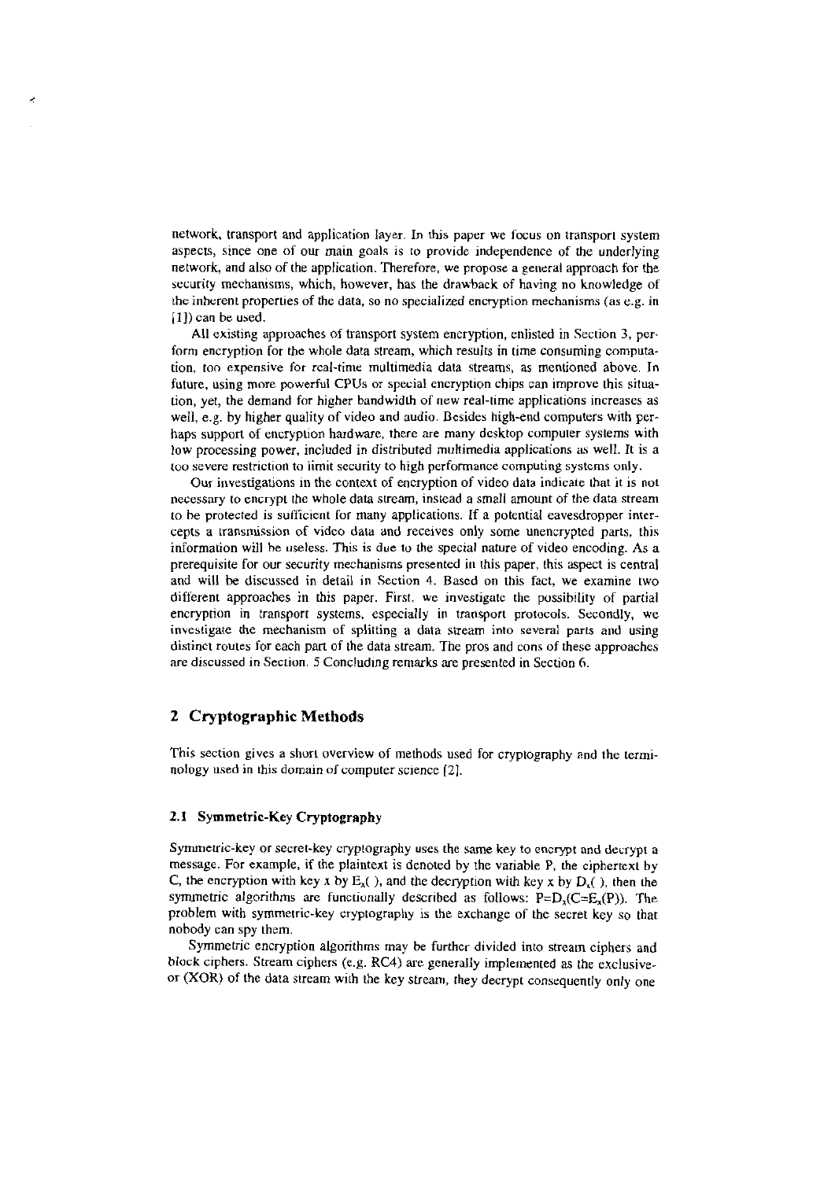network, transport and application layer. In this paper we focus on transport system aspects, since one of our main goals is to provide independence of the underlying network, and also of the application. Therefore, we propose a general approach for the security mechanisms, which, however, has the drawback of having no knowledge of the inherent properties of the data, so no specialized encryption mechanisms (as e.g. in [1]) can be used.

All existing approaches of transport system encryption, enlisted in Section 3, perform encryption for the whole data stream, which results in time consuming computation, too expensive for real-time multimedia data streams, as mentioned above. In future, using more powerful CPUs or special encryption chips can improve this situation, yet, the demand for higher bandwidth of new real-time applications increases as well, e.g. by higher quality of video and audio. Besides high-end computers with perhaps support of encryption hardware, there are many desktop computer systems with low processing power, included in distributed multimedia applications as well. It is a too severe restriction to limit security to high performance computing systems only.

Our investigations in the context of encryption of video data indicate that it is not necessary to encrypt the whole data stream, instead a small amount of the data stream to be protected is sufficient for many applications. If a potential eavesdropper intercepts a transmission of video data and receives only some unencrypted parts, this information will be useless. This is due to the special nature of video encoding. As a prerequisite for our security mechanisms presented in this paper, this aspect is central and will be discussed in detail in Section 4. Based on this fact, we examine two different approaches in this paper. First, we investigate the possibility of partial encryption in transport systems, especially in transport protocols. Secondly, we investigate the mechanism of splitting a data stream into several parts and using distinct routes for each part of the data stream. The pros and cons of these approaches are discussed in Section. 5 Concluding remarks are presented in Section 6.

## 2 Cryptographic Methods

This section gives a short overview of methods used for cryptography and the terminology used in this domain of computer science [2].

### 2.1 Symmetric-Key Cryptography

Symmetric-key or secret-key cryptography uses the same key to encrypt and decrypt a message. For example, if the plaintext is denoted by the variable P, the ciphertext by C, the encryption with key x by $E_x(\ )$, and the decryption with key x by $D_x(\ )$, then the symmetric algorithms are functionally described as follows: $P=D_x(C=E_x(P))$. The problem with symmetric-key cryptography is the exchange of the secret key so that nobody can spy them.

Symmetric encryption algorithms may be further divided into stream ciphers and block ciphers. Stream ciphers (e.g. RC4) are generally implemented as the exclusive-or (XOR) of the data stream with the key stream, they decrypt consequently only one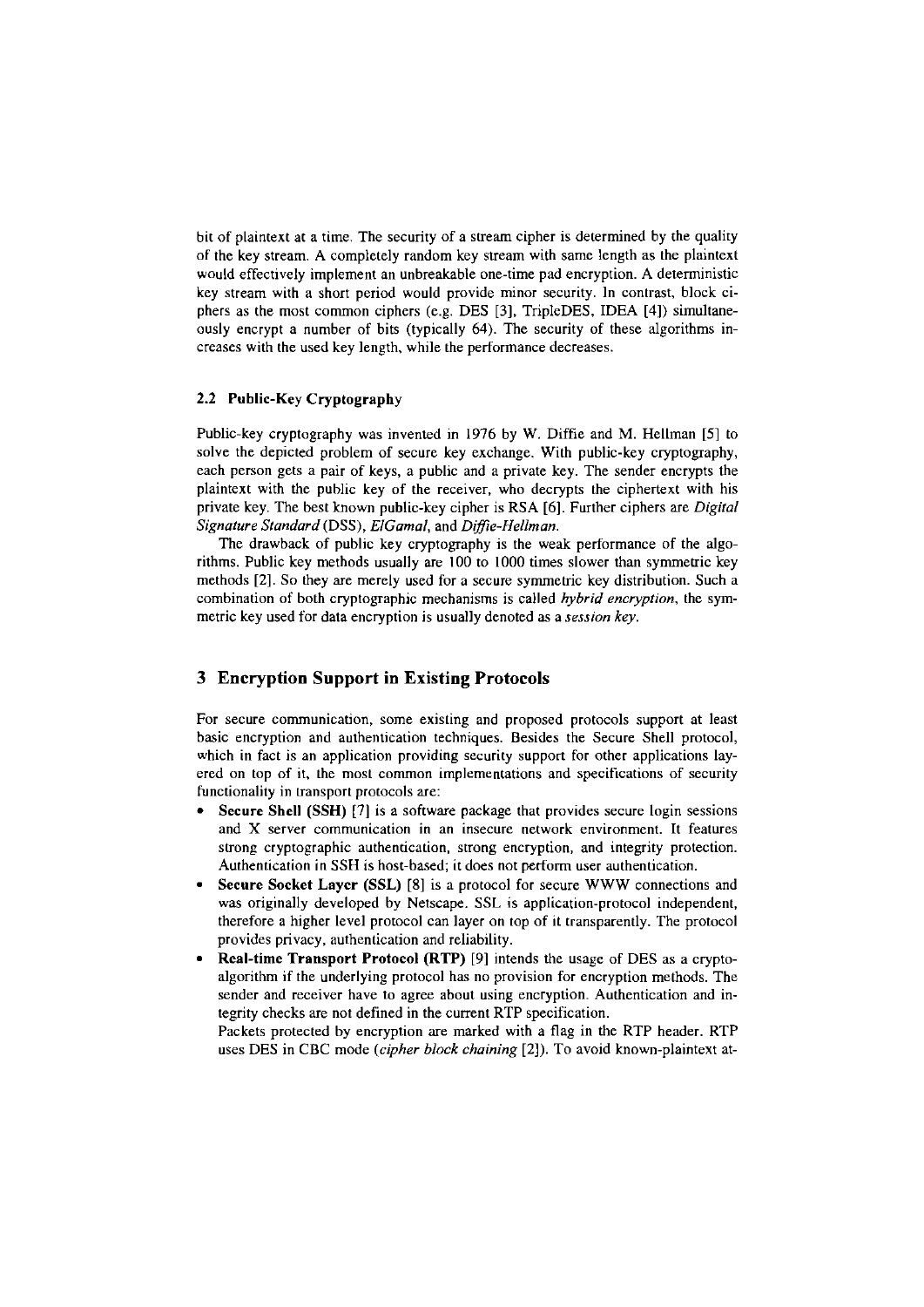bit of plaintext at a time. The security of a stream cipher is determined by the quality of the key stream. A completely random key stream with same length as the plaintext would effectively implement an unbreakable one-time pad encryption. A deterministic key stream with a short period would provide minor security. In contrast, block ciphers as the most common ciphers (e.g. DES [3], TripleDES, IDEA [4]) simultaneously encrypt a number of bits (typically 64). The security of these algorithms increases with the used key length, while the performance decreases.

### 2.2 Public-Key Cryptography

Public-key cryptography was invented in 1976 by W. Diffie and M. Hellman [5] to solve the depicted problem of secure key exchange. With public-key cryptography, each person gets a pair of keys, a public and a private key. The sender encrypts the plaintext with the public key of the receiver, who decrypts the ciphertext with his private key. The best known public-key cipher is RSA [6]. Further ciphers are *Digital Signature Standard* (DSS), *ElGamal*, and *Diffie-Hellman*.

The drawback of public key cryptography is the weak performance of the algorithms. Public key methods usually are 100 to 1000 times slower than symmetric key methods [2]. So they are merely used for a secure symmetric key distribution. Such a combination of both cryptographic mechanisms is called *hybrid encryption*, the symmetric key used for data encryption is usually denoted as a *session key*.

## 3 Encryption Support in Existing Protocols

For secure communication, some existing and proposed protocols support at least basic encryption and authentication techniques. Besides the Secure Shell protocol, which in fact is an application providing security support for other applications layered on top of it, the most common implementations and specifications of security functionality in transport protocols are:

- **Secure Shell (SSH)** [7] is a software package that provides secure login sessions and X server communication in an insecure network environment. It features strong cryptographic authentication, strong encryption, and integrity protection. Authentication in SSH is host-based; it does not perform user authentication.
- **Secure Socket Layer (SSL)** [8] is a protocol for secure WWW connections and was originally developed by Netscape. SSL is application-protocol independent, therefore a higher level protocol can layer on top of it transparently. The protocol provides privacy, authentication and reliability.
- **Real-time Transport Protocol (RTP)** [9] intends the usage of DES as a crypto-algorithm if the underlying protocol has no provision for encryption methods. The sender and receiver have to agree about using encryption. Authentication and integrity checks are not defined in the current RTP specification.
  Packets protected by encryption are marked with a flag in the RTP header. RTP uses DES in CBC mode (*cipher block chaining* [2]). To avoid known-plaintext at-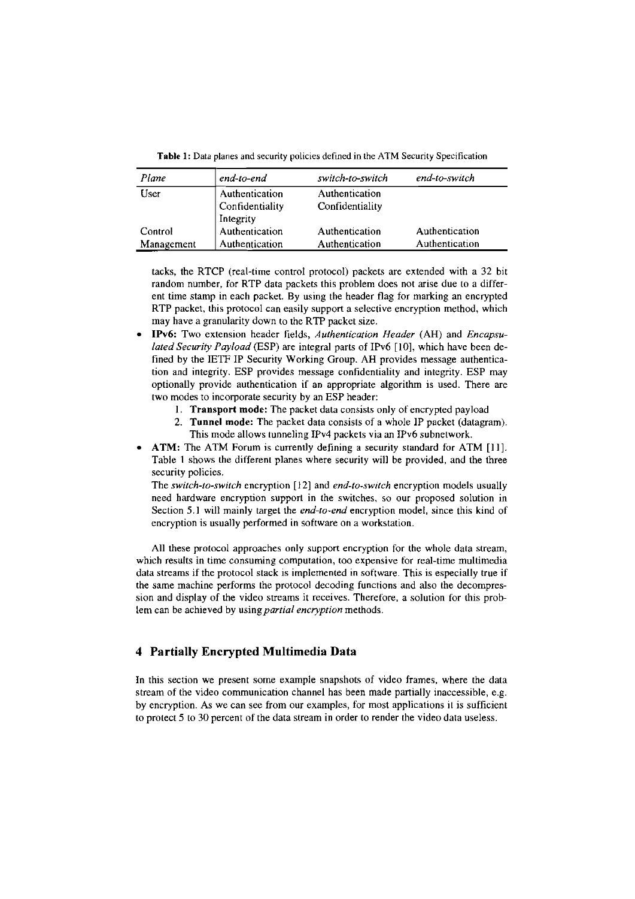**Table 1:** Data planes and security policies defined in the ATM Security Specification

| *Plane* | *end-to-end* | *switch-to-switch* | *end-to-switch* |
|---|---|---|---|
| User | Authentication<br>Confidentiality<br>Integrity | Authentication<br>Confidentiality | |
| Control | Authentication | Authentication | Authentication |
| Management | Authentication | Authentication | Authentication |

tacks, the RTCP (real-time control protocol) packets are extended with a 32 bit random number, for RTP data packets this problem does not arise due to a different time stamp in each packet. By using the header flag for marking an encrypted RTP packet, this protocol can easily support a selective encryption method, which may have a granularity down to the RTP packet size.

- **IPv6:** Two extension header fields, *Authentication Header* (AH) and *Encapsulated Security Payload* (ESP) are integral parts of IPv6 [10], which have been defined by the IETF IP Security Working Group. AH provides message authentication and integrity. ESP provides message confidentiality and integrity. ESP may optionally provide authentication if an appropriate algorithm is used. There are two modes to incorporate security by an ESP header:
  1. **Transport mode:** The packet data consists only of encrypted payload
  2. **Tunnel mode:** The packet data consists of a whole IP packet (datagram). This mode allows tunneling IPv4 packets via an IPv6 subnetwork.
- **ATM:** The ATM Forum is currently defining a security standard for ATM [11]. Table 1 shows the different planes where security will be provided, and the three security policies.
  The *switch-to-switch* encryption [12] and *end-to-switch* encryption models usually need hardware encryption support in the switches, so our proposed solution in Section 5.1 will mainly target the *end-to-end* encryption model, since this kind of encryption is usually performed in software on a workstation.

All these protocol approaches only support encryption for the whole data stream, which results in time consuming computation, too expensive for real-time multimedia data streams if the protocol stack is implemented in software. This is especially true if the same machine performs the protocol decoding functions and also the decompression and display of the video streams it receives. Therefore, a solution for this problem can be achieved by using *partial encryption* methods.

## 4 Partially Encrypted Multimedia Data

In this section we present some example snapshots of video frames, where the data stream of the video communication channel has been made partially inaccessible, e.g. by encryption. As we can see from our examples, for most applications it is sufficient to protect 5 to 30 percent of the data stream in order to render the video data useless.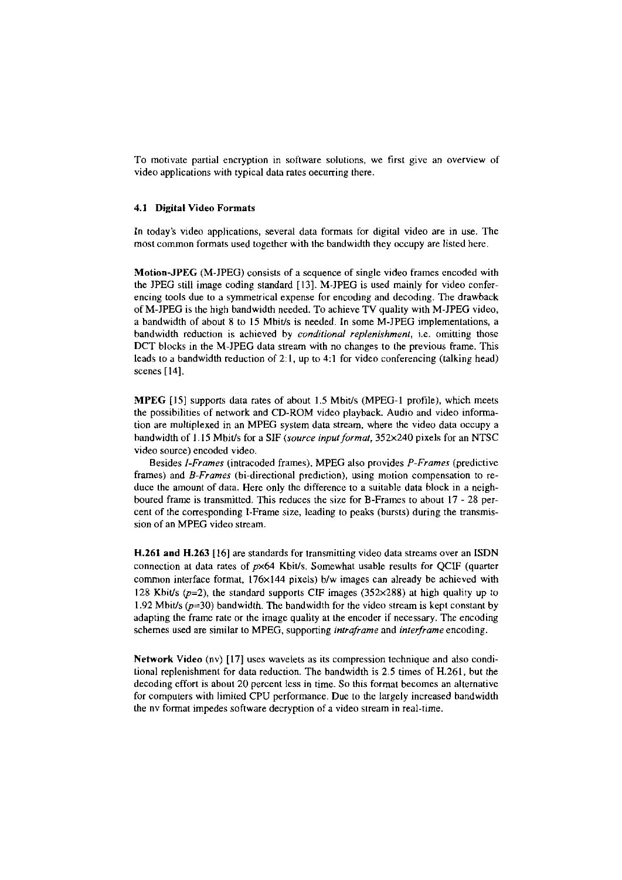To motivate partial encryption in software solutions, we first give an overview of video applications with typical data rates occurring there.

### 4.1 Digital Video Formats

In today's video applications, several data formats for digital video are in use. The most common formats used together with the bandwidth they occupy are listed here.

**Motion-JPEG** (M-JPEG) consists of a sequence of single video frames encoded with the JPEG still image coding standard [13]. M-JPEG is used mainly for video conferencing tools due to a symmetrical expense for encoding and decoding. The drawback of M-JPEG is the high bandwidth needed. To achieve TV quality with M-JPEG video, a bandwidth of about 8 to 15 Mbit/s is needed. In some M-JPEG implementations, a bandwidth reduction is achieved by *conditional replenishment*, i.e. omitting those DCT blocks in the M-JPEG data stream with no changes to the previous frame. This leads to a bandwidth reduction of 2:1, up to 4:1 for video conferencing (talking head) scenes [14].

**MPEG** [15] supports data rates of about 1.5 Mbit/s (MPEG-1 profile), which meets the possibilities of network and CD-ROM video playback. Audio and video information are multiplexed in an MPEG system data stream, where the video data occupy a bandwidth of 1.15 Mbit/s for a SIF (*source input format*, 352×240 pixels for an NTSC video source) encoded video.

Besides *I-Frames* (intracoded frames), MPEG also provides *P-Frames* (predictive frames) and *B-Frames* (bi-directional prediction), using motion compensation to reduce the amount of data. Here only the difference to a suitable data block in a neighboured frame is transmitted. This reduces the size for B-Frames to about 17 - 28 percent of the corresponding I-Frame size, leading to peaks (bursts) during the transmission of an MPEG video stream.

**H.261 and H.263** [16] are standards for transmitting video data streams over an ISDN connection at data rates of $p$×64 Kbit/s. Somewhat usable results for QCIF (quarter common interface format, 176×144 pixels) b/w images can already be achieved with 128 Kbit/s ($p$=2), the standard supports CIF images (352×288) at high quality up to 1.92 Mbit/s ($p$=30) bandwidth. The bandwidth for the video stream is kept constant by adapting the frame rate or the image quality at the encoder if necessary. The encoding schemes used are similar to MPEG, supporting *intraframe* and *interframe* encoding.

**Network Video** (nv) [17] uses wavelets as its compression technique and also conditional replenishment for data reduction. The bandwidth is 2.5 times of H.261, but the decoding effort is about 20 percent less in time. So this format becomes an alternative for computers with limited CPU performance. Due to the largely increased bandwidth the nv format impedes software decryption of a video stream in real-time.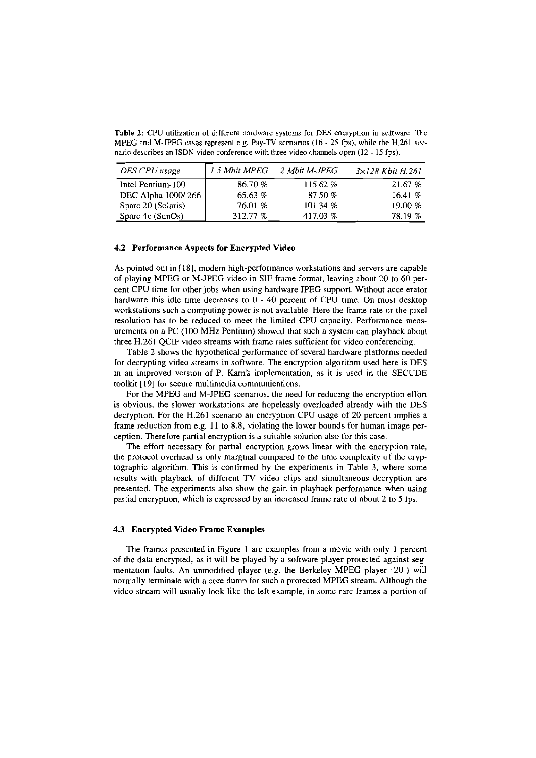**Table 2:** CPU utilization of different hardware systems for DES encryption in software. The MPEG and M-JPEG cases represent e.g. Pay-TV scenarios (16 - 25 fps), while the H.261 scenario describes an ISDN video conference with three video channels open (12 - 15 fps).

| *DES CPU usage* | *1.5 Mbit MPEG* | *2 Mbit M-JPEG* | *3×128 Kbit H.261* |
|---|---|---|---|
| Intel Pentium-100 | 86.70 % | 115.62 % | 21.67 % |
| DEC Alpha 1000/ 266 | 65.63 % | 87.50 % | 16.41 % |
| Sparc 20 (Solaris) | 76.01 % | 101.34 % | 19.00 % |
| Sparc 4c (SunOs) | 312.77 % | 417.03 % | 78.19 % |

### 4.2 Performance Aspects for Encrypted Video

As pointed out in [18], modern high-performance workstations and servers are capable of playing MPEG or M-JPEG video in SIF frame format, leaving about 20 to 60 percent CPU time for other jobs when using hardware JPEG support. Without accelerator hardware this idle time decreases to 0 - 40 percent of CPU time. On most desktop workstations such a computing power is not available. Here the frame rate or the pixel resolution has to be reduced to meet the limited CPU capacity. Performance measurements on a PC (100 MHz Pentium) showed that such a system can playback about three H.261 QCIF video streams with frame rates sufficient for video conferencing.

Table 2 shows the hypothetical performance of several hardware platforms needed for decrypting video streams in software. The encryption algorithm used here is DES in an improved version of P. Karn's implementation, as it is used in the SECUDE toolkit [19] for secure multimedia communications.

For the MPEG and M-JPEG scenarios, the need for reducing the encryption effort is obvious, the slower workstations are hopelessly overloaded already with the DES decryption. For the H.261 scenario an encryption CPU usage of 20 percent implies a frame reduction from e.g. 11 to 8.8, violating the lower bounds for human image perception. Therefore partial encryption is a suitable solution also for this case.

The effort necessary for partial encryption grows linear with the encryption rate, the protocol overhead is only marginal compared to the time complexity of the cryptographic algorithm. This is confirmed by the experiments in Table 3, where some results with playback of different TV video clips and simultaneous decryption are presented. The experiments also show the gain in playback performance when using partial encryption, which is expressed by an increased frame rate of about 2 to 5 fps.

### 4.3 Encrypted Video Frame Examples

The frames presented in Figure 1 are examples from a movie with only 1 percent of the data encrypted, as it will be played by a software player protected against segmentation faults. An unmodified player (e.g. the Berkeley MPEG player [20]) will normally terminate with a core dump for such a protected MPEG stream. Although the video stream will usually look like the left example, in some rare frames a portion of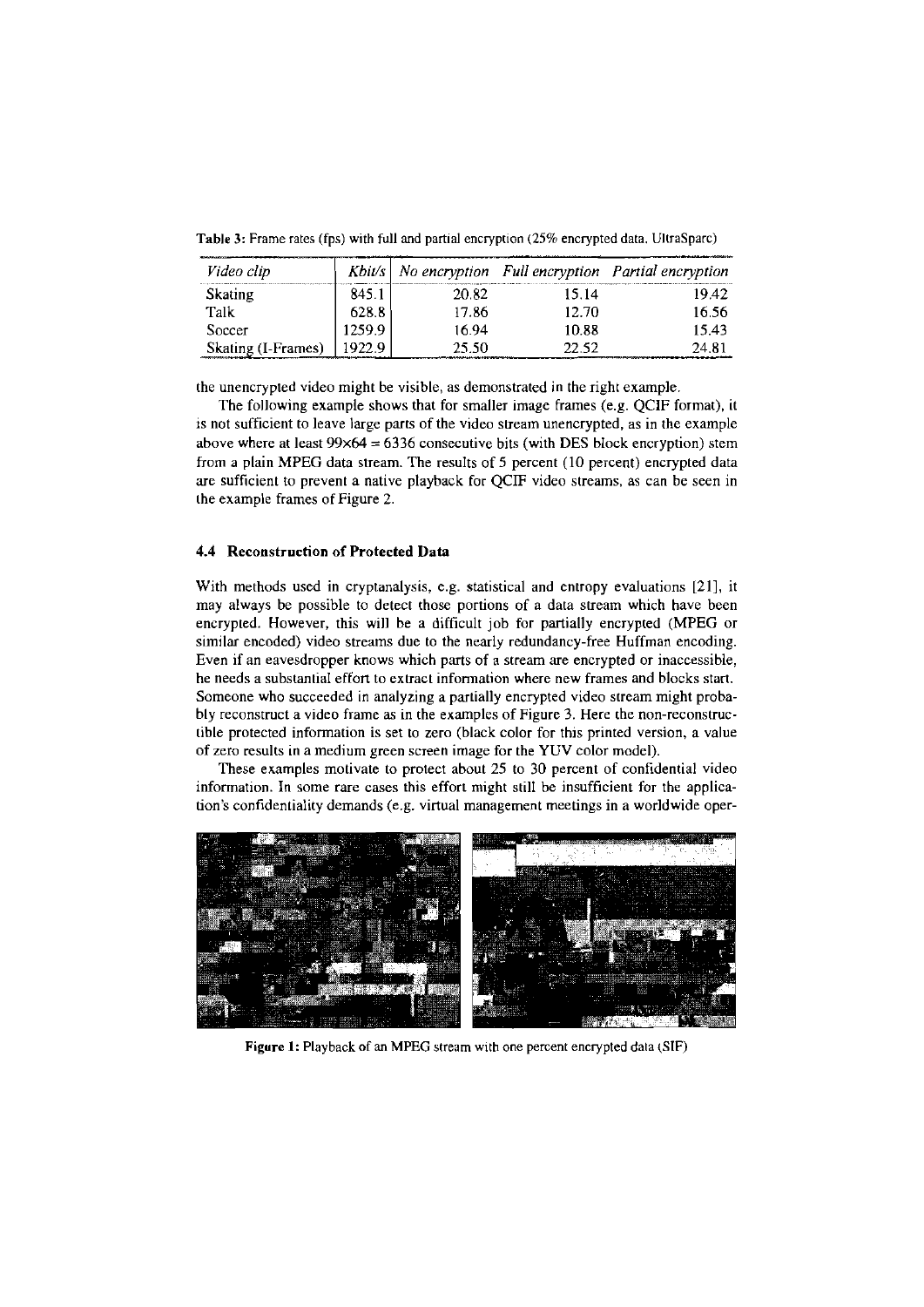Table 3: Frame rates (fps) with full and partial encryption (25% encrypted data. UltraSparc)

| *Video clip* | *Kbit/s* | *No encryption* | *Full encryption* | *Partial encryption* |
|---|---|---|---|---|
| Skating | 845.1 | 20.82 | 15.14 | 19.42 |
| Talk | 628.8 | 17.86 | 12.70 | 16.56 |
| Soccer | 1259.9 | 16.94 | 10.88 | 15.43 |
| Skating (I-Frames) | 1922.9 | 25.50 | 22.52 | 24.81 |

the unencrypted video might be visible, as demonstrated in the right example.

The following example shows that for smaller image frames (e.g. QCIF format), it is not sufficient to leave large parts of the video stream unencrypted, as in the example above where at least $99 \times 64 = 6336$ consecutive bits (with DES block encryption) stem from a plain MPEG data stream. The results of 5 percent (10 percent) encrypted data are sufficient to prevent a native playback for QCIF video streams, as can be seen in the example frames of Figure 2.

### 4.4 Reconstruction of Protected Data

With methods used in cryptanalysis, e.g. statistical and entropy evaluations [21], it may always be possible to detect those portions of a data stream which have been encrypted. However, this will be a difficult job for partially encrypted (MPEG or similar encoded) video streams due to the nearly redundancy-free Huffman encoding. Even if an eavesdropper knows which parts of a stream are encrypted or inaccessible, he needs a substantial effort to extract information where new frames and blocks start. Someone who succeeded in analyzing a partially encrypted video stream might probably reconstruct a video frame as in the examples of Figure 3. Here the non-reconstructible protected information is set to zero (black color for this printed version, a value of zero results in a medium green screen image for the YUV color model).

These examples motivate to protect about 25 to 30 percent of confidential video information. In some rare cases this effort might still be insufficient for the application's confidentiality demands (e.g. virtual management meetings in a worldwide oper-

Figure 1: Playback of an MPEG stream with one percent encrypted data (SIF)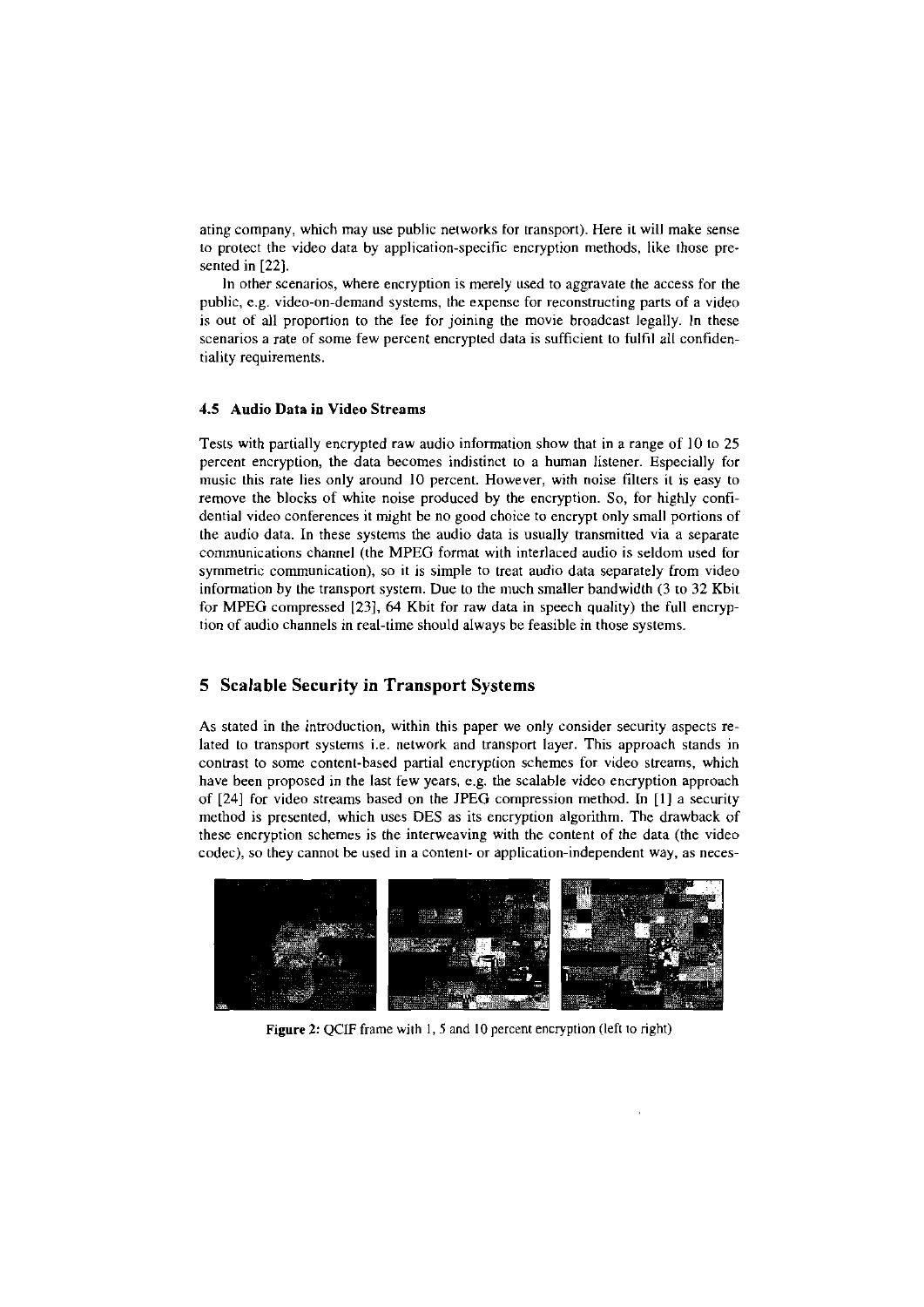ating company, which may use public networks for transport). Here it will make sense to protect the video data by application-specific encryption methods, like those presented in [22].

In other scenarios, where encryption is merely used to aggravate the access for the public, e.g. video-on-demand systems, the expense for reconstructing parts of a video is out of all proportion to the fee for joining the movie broadcast legally. In these scenarios a rate of some few percent encrypted data is sufficient to fulfil all confidentiality requirements.

### 4.5 Audio Data in Video Streams

Tests with partially encrypted raw audio information show that in a range of 10 to 25 percent encryption, the data becomes indistinct to a human listener. Especially for music this rate lies only around 10 percent. However, with noise filters it is easy to remove the blocks of white noise produced by the encryption. So, for highly confidential video conferences it might be no good choice to encrypt only small portions of the audio data. In these systems the audio data is usually transmitted via a separate communications channel (the MPEG format with interlaced audio is seldom used for symmetric communication), so it is simple to treat audio data separately from video information by the transport system. Due to the much smaller bandwidth (3 to 32 Kbit for MPEG compressed [23], 64 Kbit for raw data in speech quality) the full encryption of audio channels in real-time should always be feasible in those systems.

## 5 Scalable Security in Transport Systems

As stated in the introduction, within this paper we only consider security aspects related to transport systems i.e. network and transport layer. This approach stands in contrast to some content-based partial encryption schemes for video streams, which have been proposed in the last few years, e.g. the scalable video encryption approach of [24] for video streams based on the JPEG compression method. In [1] a security method is presented, which uses DES as its encryption algorithm. The drawback of these encryption schemes is the interweaving with the content of the data (the video codec), so they cannot be used in a content- or application-independent way, as neces-

**Figure 2:** QCIF frame with 1, 5 and 10 percent encryption (left to right)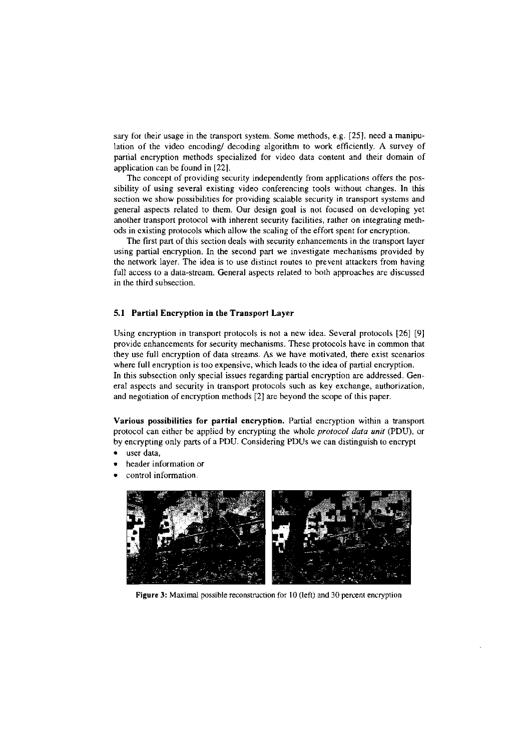sary for their usage in the transport system. Some methods, e.g. [25], need a manipulation of the video encoding/ decoding algorithm to work efficiently. A survey of partial encryption methods specialized for video data content and their domain of application can be found in [22].

The concept of providing security independently from applications offers the possibility of using several existing video conferencing tools without changes. In this section we show possibilities for providing scalable security in transport systems and general aspects related to them. Our design goal is not focused on developing yet another transport protocol with inherent security facilities, rather on integrating methods in existing protocols which allow the scaling of the effort spent for encryption.

The first part of this section deals with security enhancements in the transport layer using partial encryption. In the second part we investigate mechanisms provided by the network layer. The idea is to use distinct routes to prevent attackers from having full access to a data-stream. General aspects related to both approaches are discussed in the third subsection.

### 5.1 Partial Encryption in the Transport Layer

Using encryption in transport protocols is not a new idea. Several protocols [26] [9] provide enhancements for security mechanisms. These protocols have in common that they use full encryption of data streams. As we have motivated, there exist scenarios where full encryption is too expensive, which leads to the idea of partial encryption.
In this subsection only special issues regarding partial encryption are addressed. General aspects and security in transport protocols such as key exchange, authorization, and negotiation of encryption methods [2] are beyond the scope of this paper.

**Various possibilities for partial encryption.** Partial encryption within a transport protocol can either be applied by encrypting the whole *protocol data unit* (PDU), or by encrypting only parts of a PDU. Considering PDUs we can distinguish to encrypt

- user data,
- header information or
- control information.

**Figure 3:** Maximal possible reconstruction for 10 (left) and 30 percent encryption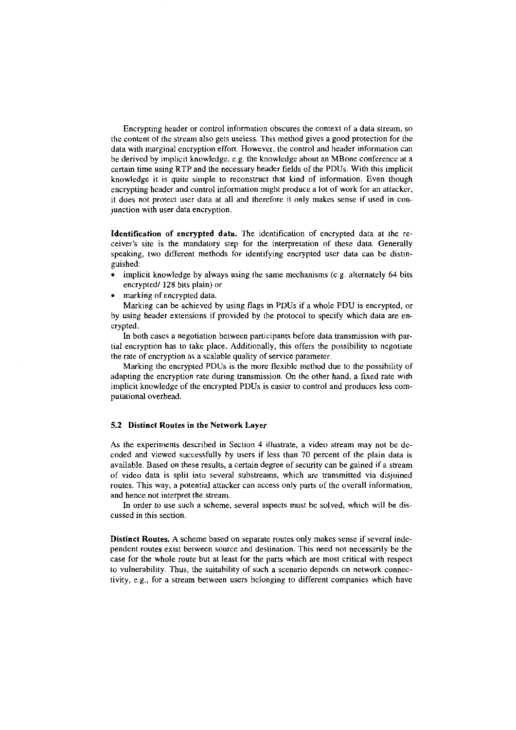Encrypting header or control information obscures the context of a data stream, so the content of the stream also gets useless. This method gives a good protection for the data with marginal encryption effort. However, the control and header information can be derived by implicit knowledge, e.g. the knowledge about an MBone conference at a certain time using RTP and the necessary header fields of the PDUs. With this implicit knowledge it is quite simple to reconstruct that kind of information. Even though encrypting header and control information might produce a lot of work for an attacker, it does not protect user data at all and therefore it only makes sense if used in conjunction with user data encryption.

**Identification of encrypted data.** The identification of encrypted data at the receiver's site is the mandatory step for the interpretation of these data. Generally speaking, two different methods for identifying encrypted user data can be distinguished:

- implicit knowledge by always using the same mechanisms (e.g. alternately 64 bits encrypted/ 128 bits plain) or
- marking of encrypted data.

Marking can be achieved by using flags in PDUs if a whole PDU is encrypted, or by using header extensions if provided by the protocol to specify which data are encrypted.

In both cases a negotiation between participants before data transmission with partial encryption has to take place. Additionally, this offers the possibility to negotiate the rate of encryption as a scalable quality of service parameter.

Marking the encrypted PDUs is the more flexible method due to the possibility of adapting the encryption rate during transmission. On the other hand, a fixed rate with implicit knowledge of the encrypted PDUs is easier to control and produces less computational overhead.

### 5.2 Distinct Routes in the Network Layer

As the experiments described in Section 4 illustrate, a video stream may not be decoded and viewed successfully by users if less than 70 percent of the plain data is available. Based on these results, a certain degree of security can be gained if a stream of video data is split into several substreams, which are transmitted via disjoined routes. This way, a potential attacker can access only parts of the overall information, and hence not interpret the stream.

In order to use such a scheme, several aspects must be solved, which will be discussed in this section.

**Distinct Routes.** A scheme based on separate routes only makes sense if several independent routes exist between source and destination. This need not necessarily be the case for the whole route but at least for the parts which are most critical with respect to vulnerability. Thus, the suitability of such a scenario depends on network connectivity, e.g., for a stream between users belonging to different companies which have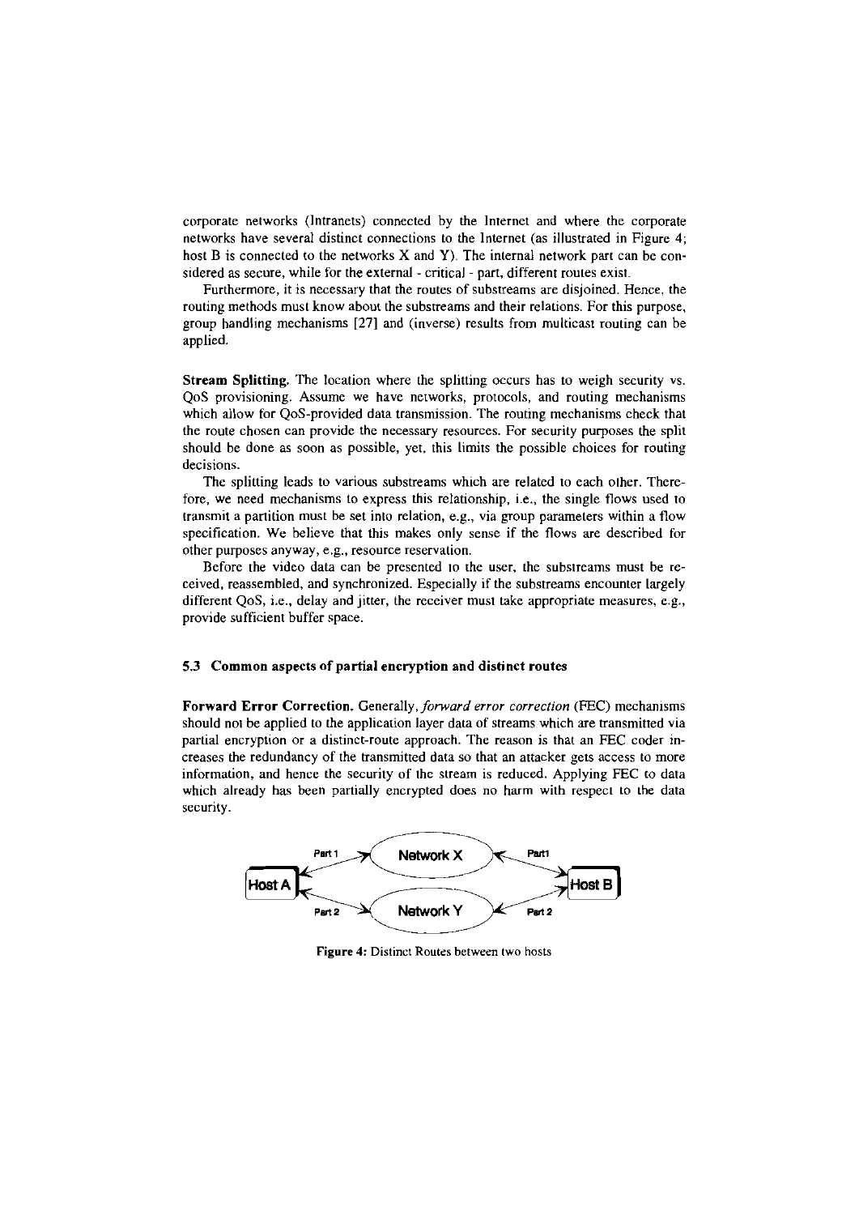corporate networks (Intranets) connected by the Internet and where the corporate networks have several distinct connections to the Internet (as illustrated in Figure 4; host B is connected to the networks X and Y). The internal network part can be considered as secure, while for the external - critical - part, different routes exist.

Furthermore, it is necessary that the routes of substreams are disjoined. Hence, the routing methods must know about the substreams and their relations. For this purpose, group handling mechanisms [27] and (inverse) results from multicast routing can be applied.

**Stream Splitting.** The location where the splitting occurs has to weigh security vs. QoS provisioning. Assume we have networks, protocols, and routing mechanisms which allow for QoS-provided data transmission. The routing mechanisms check that the route chosen can provide the necessary resources. For security purposes the split should be done as soon as possible, yet, this limits the possible choices for routing decisions.

The splitting leads to various substreams which are related to each other. Therefore, we need mechanisms to express this relationship, i.e., the single flows used to transmit a partition must be set into relation, e.g., via group parameters within a flow specification. We believe that this makes only sense if the flows are described for other purposes anyway, e.g., resource reservation.

Before the video data can be presented to the user, the substreams must be received, reassembled, and synchronized. Especially if the substreams encounter largely different QoS, i.e., delay and jitter, the receiver must take appropriate measures, e.g., provide sufficient buffer space.

### 5.3 Common aspects of partial encryption and distinct routes

**Forward Error Correction.** Generally, *forward error correction* (FEC) mechanisms should not be applied to the application layer data of streams which are transmitted via partial encryption or a distinct-route approach. The reason is that an FEC coder increases the redundancy of the transmitted data so that an attacker gets access to more information, and hence the security of the stream is reduced. Applying FEC to data which already has been partially encrypted does no harm with respect to the data security.

Part 1 — Network X — Part1

Host A — Host B

Part 2 — Network Y — Part 2

Figure 4: Distinct Routes between two hosts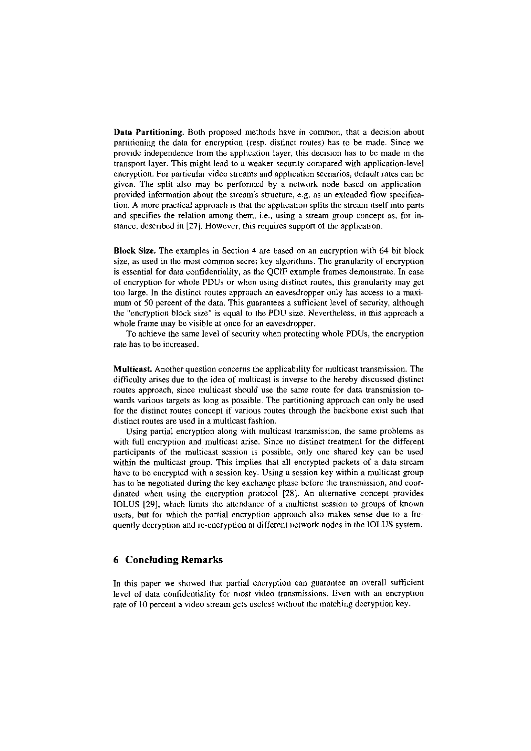**Data Partitioning.** Both proposed methods have in common, that a decision about partitioning the data for encryption (resp. distinct routes) has to be made. Since we provide independence from the application layer, this decision has to be made in the transport layer. This might lead to a weaker security compared with application-level encryption. For particular video streams and application scenarios, default rates can be given. The split also may be performed by a network node based on application-provided information about the stream's structure, e.g. as an extended flow specification. A more practical approach is that the application splits the stream itself into parts and specifies the relation among them, i.e., using a stream group concept as, for instance, described in [27]. However, this requires support of the application.

**Block Size.** The examples in Section 4 are based on an encryption with 64 bit block size, as used in the most common secret key algorithms. The granularity of encryption is essential for data confidentiality, as the QCIF example frames demonstrate. In case of encryption for whole PDUs or when using distinct routes, this granularity may get too large. In the distinct routes approach an eavesdropper only has access to a maximum of 50 percent of the data. This guarantees a sufficient level of security, although the "encryption block size" is equal to the PDU size. Nevertheless, in this approach a whole frame may be visible at once for an eavesdropper.

To achieve the same level of security when protecting whole PDUs, the encryption rate has to be increased.

**Multicast.** Another question concerns the applicability for multicast transmission. The difficulty arises due to the idea of multicast is inverse to the hereby discussed distinct routes approach, since multicast should use the same route for data transmission towards various targets as long as possible. The partitioning approach can only be used for the distinct routes concept if various routes through the backbone exist such that distinct routes are used in a multicast fashion.

Using partial encryption along with multicast transmission, the same problems as with full encryption and multicast arise. Since no distinct treatment for the different participants of the multicast session is possible, only one shared key can be used within the multicast group. This implies that all encrypted packets of a data stream have to be encrypted with a session key. Using a session key within a multicast group has to be negotiated during the key exchange phase before the transmission, and coordinated when using the encryption protocol [28]. An alternative concept provides IOLUS [29], which limits the attendance of a multicast session to groups of known users, but for which the partial encryption approach also makes sense due to a frequently decryption and re-encryption at different network nodes in the IOLUS system.

## 6 Concluding Remarks

In this paper we showed that partial encryption can guarantee an overall sufficient level of data confidentiality for most video transmissions. Even with an encryption rate of 10 percent a video stream gets useless without the matching decryption key.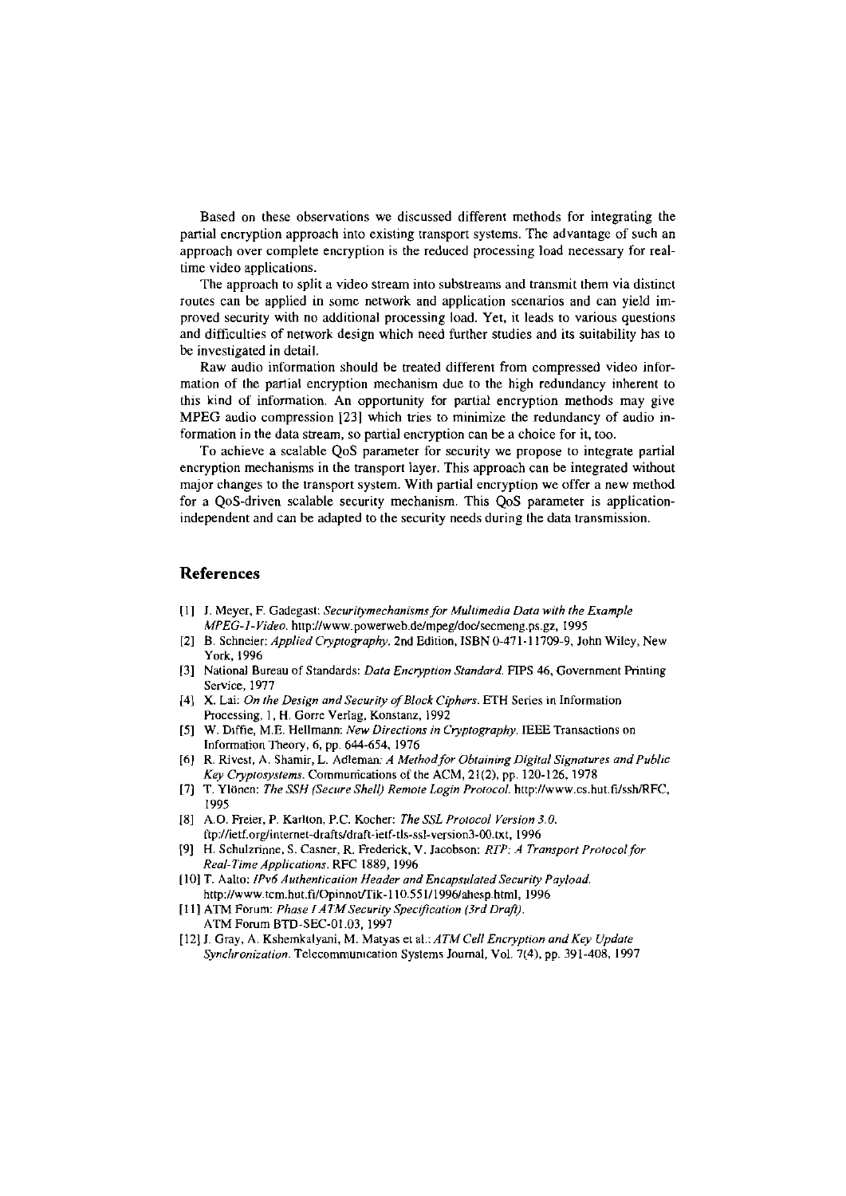Based on these observations we discussed different methods for integrating the partial encryption approach into existing transport systems. The advantage of such an approach over complete encryption is the reduced processing load necessary for real-time video applications.

The approach to split a video stream into substreams and transmit them via distinct routes can be applied in some network and application scenarios and can yield improved security with no additional processing load. Yet, it leads to various questions and difficulties of network design which need further studies and its suitability has to be investigated in detail.

Raw audio information should be treated different from compressed video information of the partial encryption mechanism due to the high redundancy inherent to this kind of information. An opportunity for partial encryption methods may give MPEG audio compression [23] which tries to minimize the redundancy of audio information in the data stream, so partial encryption can be a choice for it, too.

To achieve a scalable QoS parameter for security we propose to integrate partial encryption mechanisms in the transport layer. This approach can be integrated without major changes to the transport system. With partial encryption we offer a new method for a QoS-driven scalable security mechanism. This QoS parameter is application-independent and can be adapted to the security needs during the data transmission.

## References

[1] J. Meyer, F. Gadegast: *Securitymechanisms for Multimedia Data with the Example MPEG-1-Video.* http://www.powerweb.de/mpeg/doc/secmeng.ps.gz, 1995

[2] B. Schneier: *Applied Cryptography.* 2nd Edition, ISBN 0-471-11709-9, John Wiley, New York, 1996

[3] National Bureau of Standards: *Data Encryption Standard.* FIPS 46, Government Printing Service, 1977

[4] X. Lai: *On the Design and Security of Block Ciphers.* ETH Series in Information Processing, 1, H. Gorre Verlag, Konstanz, 1992

[5] W. Diffie, M.E. Hellmann: *New Directions in Cryptography.* IEEE Transactions on Information Theory, 6, pp. 644-654, 1976

[6] R. Rivest, A. Shamir, L. Adleman: *A Method for Obtaining Digital Signatures and Public Key Cryptosystems.* Communications of the ACM, 21(2), pp. 120-126, 1978

[7] T. Ylönen: *The SSH (Secure Shell) Remote Login Protocol.* http://www.cs.hut.fi/ssh/RFC, 1995

[8] A.O. Freier, P. Karlton, P.C. Kocher: *The SSL Protocol Version 3.0.* ftp://ietf.org/internet-drafts/draft-ietf-tls-ssl-version3-00.txt, 1996

[9] H. Schulzrinne, S. Casner, R. Frederick, V. Jacobson: *RTP: A Transport Protocol for Real-Time Applications.* RFC 1889, 1996

[10] T. Aalto: *IPv6 Authentication Header and Encapsulated Security Payload.* http://www.tcm.hut.fi/Opinnot/Tik-110.551/1996/ahesp.html, 1996

[11] ATM Forum: *Phase I ATM Security Specification (3rd Draft).* ATM Forum BTD-SEC-01.03, 1997

[12] J. Gray, A. Kshemkalyani, M. Matyas et al.: *ATM Cell Encryption and Key Update Synchronization.* Telecommunication Systems Journal, Vol. 7(4), pp. 391-408, 1997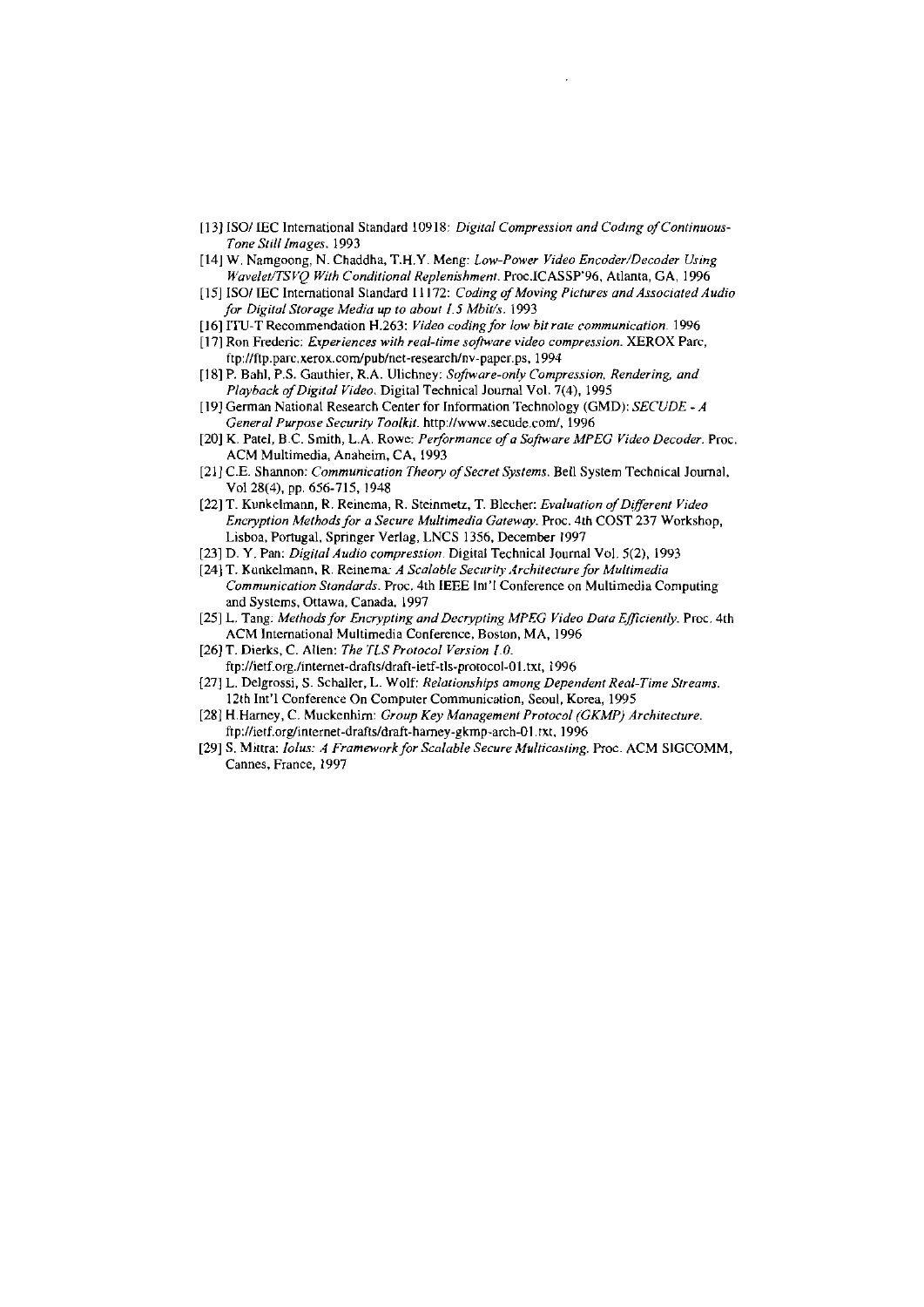[13] ISO/ IEC International Standard 10918: *Digital Compression and Coding of Continuous-Tone Still Images*. 1993

[14] W. Namgoong, N. Chaddha, T.H.Y. Meng: *Low-Power Video Encoder/Decoder Using Wavelet/TSVQ With Conditional Replenishment*. Proc.ICASSP'96, Atlanta, GA, 1996

[15] ISO/ IEC International Standard 11172: *Coding of Moving Pictures and Associated Audio for Digital Storage Media up to about 1.5 Mbit/s*. 1993

[16] ITU-T Recommendation H.263: *Video coding for low bit rate communication*. 1996

[17] Ron Frederic: *Experiences with real-time software video compression*. XEROX Parc, ftp://ftp.parc.xerox.com/pub/net-research/nv-paper.ps, 1994

[18] P. Bahl, P.S. Gauthier, R.A. Ulichney: *Software-only Compression, Rendering, and Playback of Digital Video*. Digital Technical Journal Vol. 7(4), 1995

[19] German National Research Center for Information Technology (GMD): *SECUDE - A General Purpose Security Toolkit*. http://www.secude.com/, 1996

[20] K. Patel, B.C. Smith, L.A. Rowe: *Performance of a Software MPEG Video Decoder*. Proc. ACM Multimedia, Anaheim, CA, 1993

[21] C.E. Shannon: *Communication Theory of Secret Systems*. Bell System Technical Journal, Vol 28(4), pp. 656-715, 1948

[22] T. Kunkelmann, R. Reinema, R. Steinmetz, T. Blecher: *Evaluation of Different Video Encryption Methods for a Secure Multimedia Gateway*. Proc. 4th COST 237 Workshop, Lisboa, Portugal, Springer Verlag, LNCS 1356, December 1997

[23] D. Y. Pan: *Digital Audio compression*. Digital Technical Journal Vol. 5(2), 1993

[24] T. Kunkelmann, R. Reinema: *A Scalable Security Architecture for Multimedia Communication Standards*. Proc. 4th IEEE Int'l Conference on Multimedia Computing and Systems, Ottawa, Canada, 1997

[25] L. Tang: *Methods for Encrypting and Decrypting MPEG Video Data Efficiently*. Proc. 4th ACM International Multimedia Conference, Boston, MA, 1996

[26] T. Dierks, C. Allen: *The TLS Protocol Version 1.0*. ftp://ietf.org./internet-drafts/draft-ietf-tls-protocol-01.txt, 1996

[27] L. Delgrossi, S. Schaller, L. Wolf: *Relationships among Dependent Real-Time Streams*. 12th Int'l Conference On Computer Communication, Seoul, Korea, 1995

[28] H.Harney, C. Muckenhirn: *Group Key Management Protocol (GKMP) Architecture*. ftp://ietf.org/internet-drafts/draft-harney-gkmp-arch-01.txt, 1996

[29] S. Mittra: *Iolus: A Framework for Scalable Secure Multicasting*. Proc. ACM SIGCOMM, Cannes, France, 1997